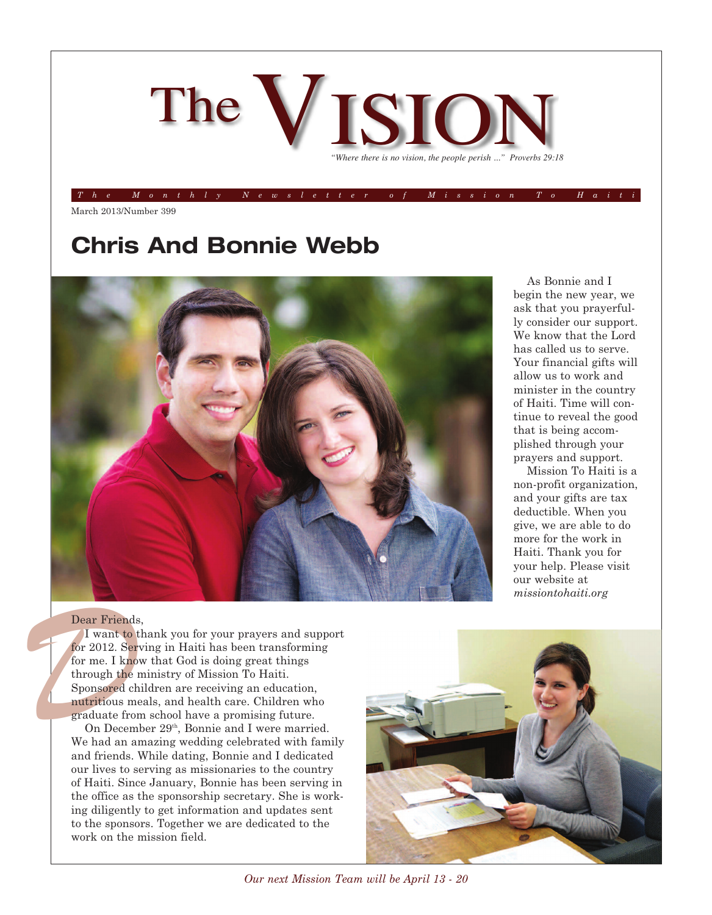# The VISION

*"Where there is no vision, the people perish ..." Proverbs 29:18*

*The Monthly Newsletter of Mission To Haiti*

March 2013/Number 399

## Chris And Bonnie Webb

Dear Friends,

I want to thank you for your prayers and support for 2012. Serving in Haiti has been transforming for me. I know that God is doing great things through the ministry of Mission To Haiti. Sponsored children are receiving an education, nutritious meals, and health care. Children who graduate from school have a promising future.

On December 29th, Bonnie and I were married. We had an amazing wedding celebrated with family and friends. While dating, Bonnie and I dedicated our lives to serving as missionaries to the country of Haiti. Since January, Bonnie has been serving in the office as the sponsorship secretary. She is working diligently to get information and updates sent to the sponsors. Together we are dedicated to the work on the mission field.

As Bonnie and I begin the new year, we ask that you prayerfully consider our support. We know that the Lord has called us to serve. Your financial gifts will allow us to work and minister in the country of Haiti. Time will continue to reveal the good that is being accomplished through your prayers and support.

Mission To Haiti is a non-profit organization, and your gifts are tax deductible. When you give, we are able to do more for the work in Haiti. Thank you for your help. Please visit our website at *missiontohaiti.org*

*Our next Mission Team will be April 13 - 20*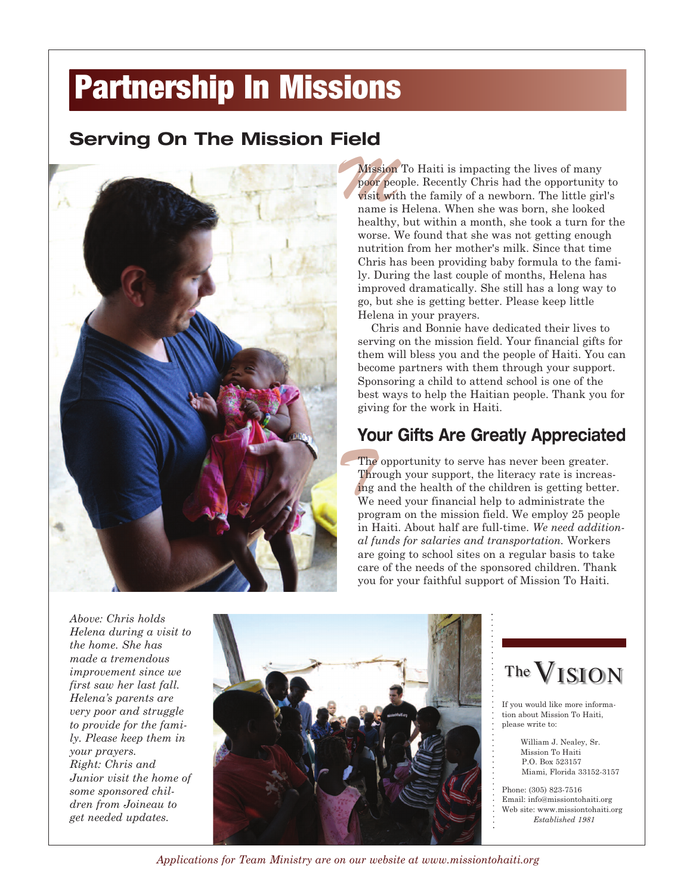# Partnership In Missions

## Serving On The Mission Field

Mission To Haiti is impacting the lives of many poor people. Recently Chris had the opportunity to visit with the family of a newborn. The little girl's name is Helena. When she was born, she looked healthy, but within a month, she took a turn for the worse. We found that she was not getting enough nutrition from her mother's milk. Since that time Chris has been providing baby formula to the family. During the last couple of months, Helena has improved dramatically. She still has a long way to go, but she is getting better. Please keep little Helena in your prayers.

Chris and Bonnie have dedicated their lives to serving on the mission field. Your financial gifts for them will bless you and the people of Haiti. You can become partners with them through your support. Sponsoring a child to attend school is one of the best ways to help the Haitian people. Thank you for giving for the work in Haiti.

## Your Gifts Are Greatly Appreciated

The opportunity to serve has never been greater. Through your support, the literacy rate is increasing and the health of the children is getting better. We need your financial help to administrate the program on the mission field. We employ 25 people in Haiti. About half are full-time. *We need additional funds for salaries and transportation.* Workers are going to school sites on a regular basis to take care of the needs of the sponsored children. Thank you for your faithful support of Mission To Haiti.

*Above: Chris holds Helena during a visit to the home. She has made a tremendous improvement since we first saw her last fall. Helena's parents are very poor and struggle to provide for the family. Please keep them in your prayers.*
*Right: Chris and Junior visit the home of some sponsored children from Joineau to get needed updates.*

### The VISION

If you would like more information about Mission To Haiti, please write to:

William J. Nealey, Sr.
Mission To Haiti
P.O. Box 523157
Miami, Florida 33152-3157

Phone: (305) 823-7516
Email: info@missiontohaiti.org
Web site: www.missiontohaiti.org
*Established 1981*

*Applications for Team Ministry are on our website at www.missiontohaiti.org*